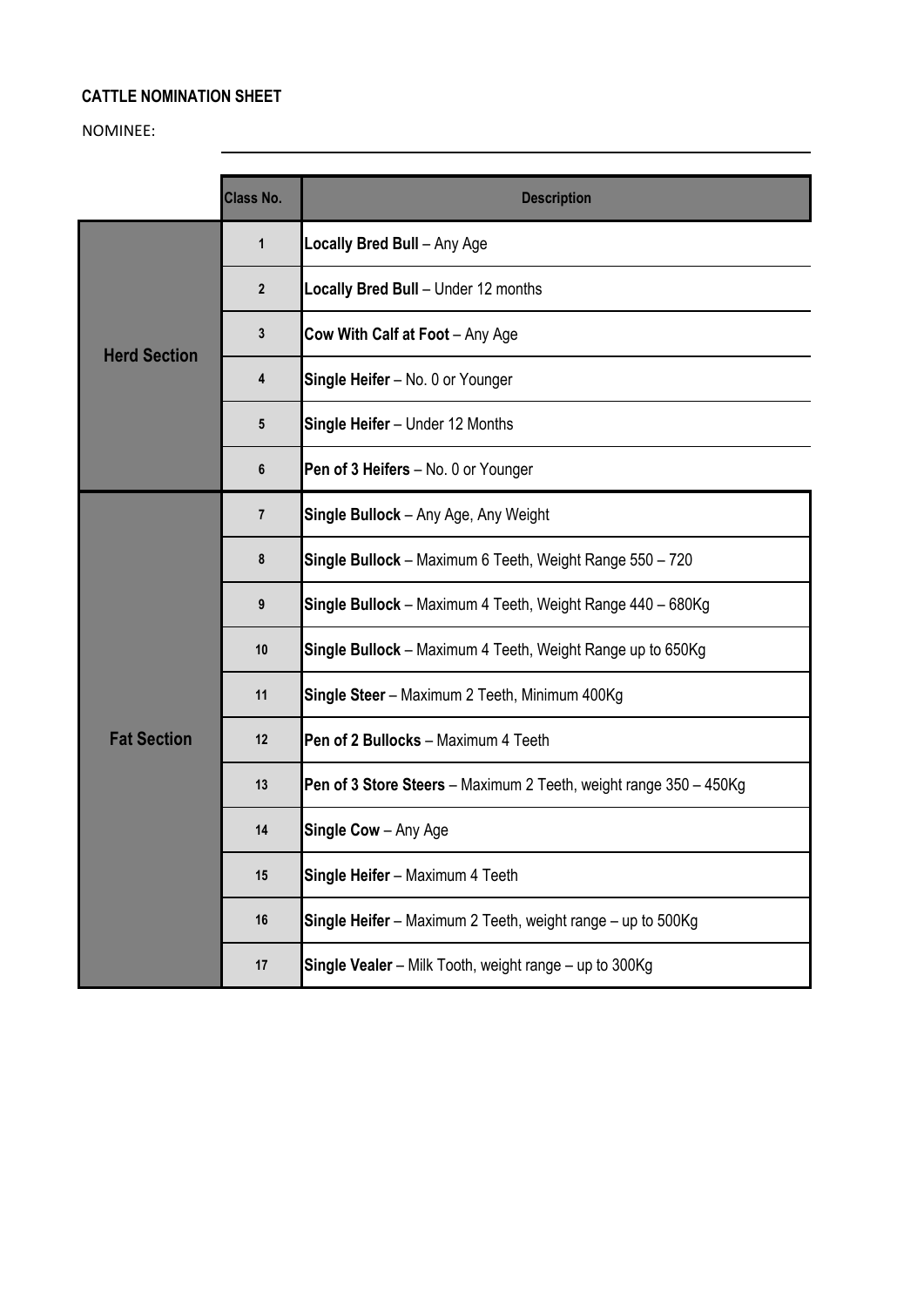**CATTLE NOMINATION SHEET**

NOMINEE: ______________________________

| | Class No. | Description |
|---|---|---|
| Herd Section | 1 | **Locally Bred Bull** – Any Age |
| | 2 | **Locally Bred Bull** – Under 12 months |
| | 3 | **Cow With Calf at Foot** – Any Age |
| | 4 | **Single Heifer** – No. 0 or Younger |
| | 5 | **Single Heifer** – Under 12 Months |
| | 6 | **Pen of 3 Heifers** – No. 0 or Younger |
| Fat Section | 7 | **Single Bullock** – Any Age, Any Weight |
| | 8 | **Single Bullock** – Maximum 6 Teeth, Weight Range 550 – 720 |
| | 9 | **Single Bullock** – Maximum 4 Teeth, Weight Range 440 – 680Kg |
| | 10 | **Single Bullock** – Maximum 4 Teeth, Weight Range up to 650Kg |
| | 11 | **Single Steer** – Maximum 2 Teeth, Minimum 400Kg |
| | 12 | **Pen of 2 Bullocks** – Maximum 4 Teeth |
| | 13 | **Pen of 3 Store Steers** – Maximum 2 Teeth, weight range 350 – 450Kg |
| | 14 | **Single Cow** – Any Age |
| | 15 | **Single Heifer** – Maximum 4 Teeth |
| | 16 | **Single Heifer** – Maximum 2 Teeth, weight range – up to 500Kg |
| | 17 | **Single Vealer** – Milk Tooth, weight range – up to 300Kg |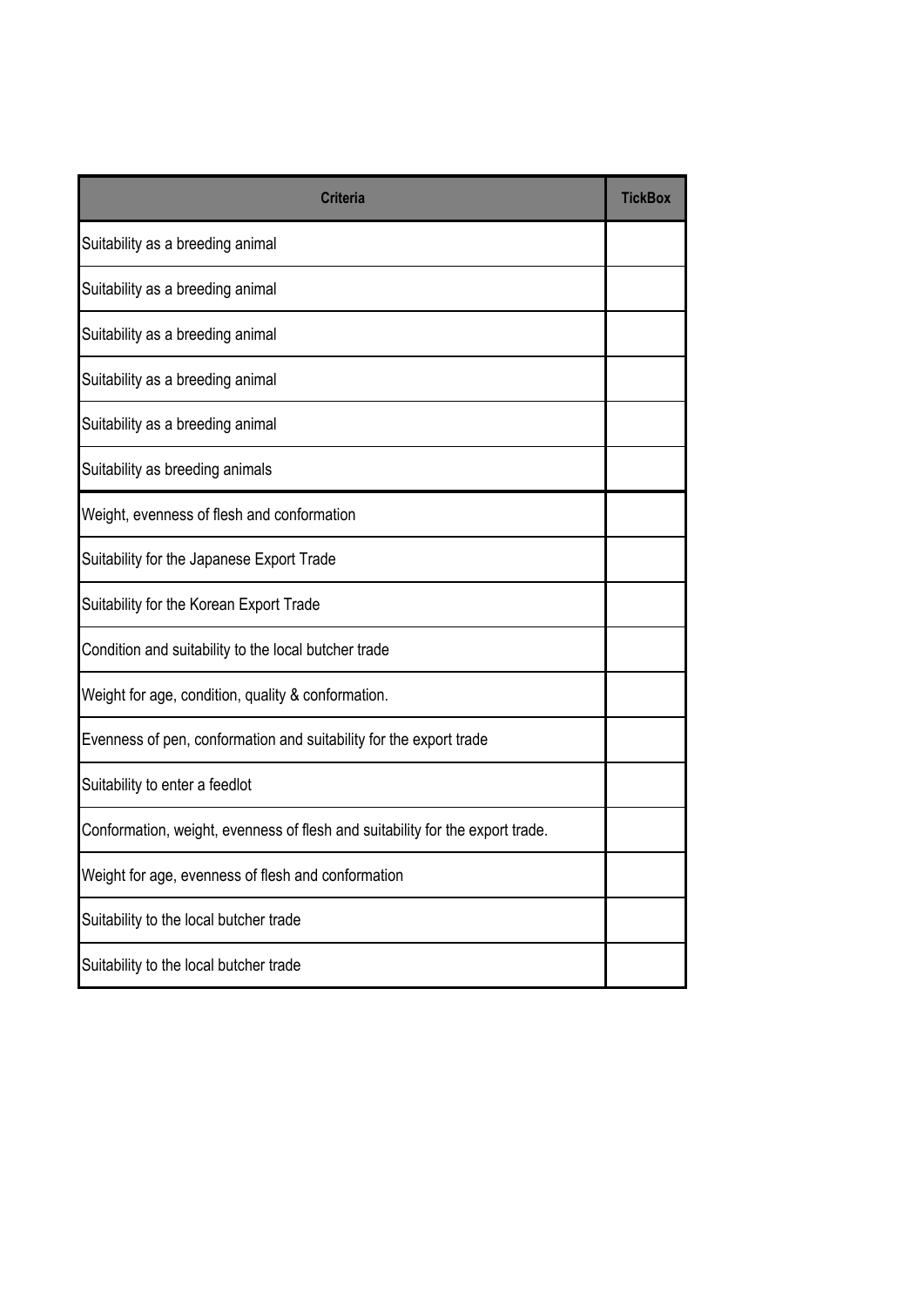| Criteria | TickBox |
|---|---|
| Suitability as a breeding animal | |
| Suitability as a breeding animal | |
| Suitability as a breeding animal | |
| Suitability as a breeding animal | |
| Suitability as a breeding animal | |
| Suitability as breeding animals | |
| Weight, evenness of flesh and conformation | |
| Suitability for the Japanese Export Trade | |
| Suitability for the Korean Export Trade | |
| Condition and suitability to the local butcher trade | |
| Weight for age, condition, quality & conformation. | |
| Evenness of pen, conformation and suitability for the export trade | |
| Suitability to enter a feedlot | |
| Conformation, weight, evenness of flesh and suitability for the export trade. | |
| Weight for age, evenness of flesh and conformation | |
| Suitability to the local butcher trade | |
| Suitability to the local butcher trade | |